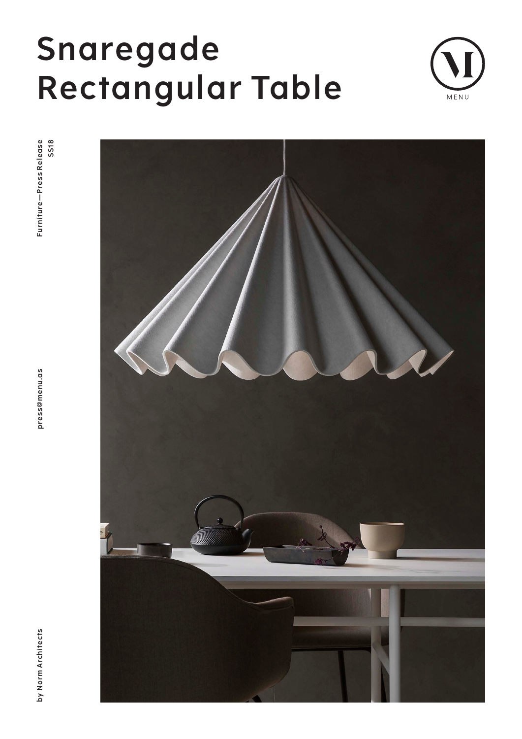# Snaregade Rectangular Table

MENU

Furniture—Press Release
SS18

press@menu.as

by Norm Architects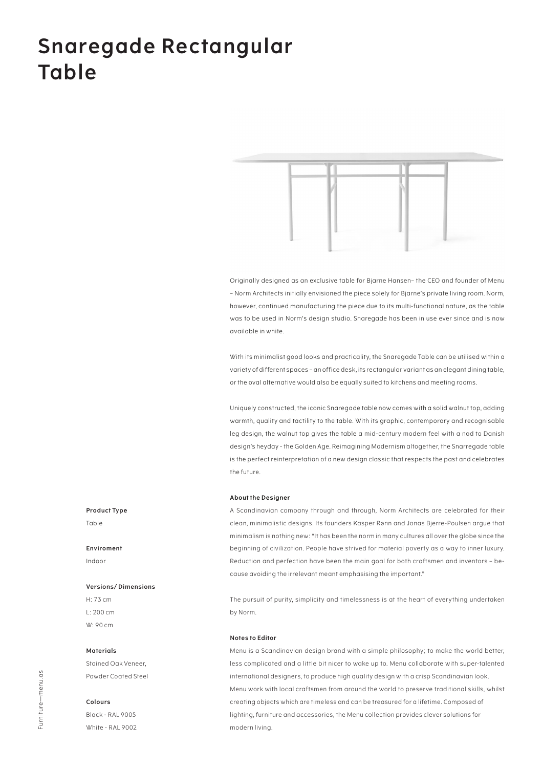# Snaregade Rectangular Table

Originally designed as an exclusive table for Bjarne Hansen– the CEO and founder of Menu – Norm Architects initially envisioned the piece solely for Bjarne's private living room. Norm, however, continued manufacturing the piece due to its multi-functional nature, as the table was to be used in Norm's design studio. Snaregade has been in use ever since and is now available in white.

With its minimalist good looks and practicality, the Snaregade Table can be utilised within a variety of different spaces – an office desk, its rectangular variant as an elegant dining table, or the oval alternative would also be equally suited to kitchens and meeting rooms.

Uniquely constructed, the iconic Snaregade table now comes with a solid walnut top, adding warmth, quality and tactility to the table. With its graphic, contemporary and recognisable leg design, the walnut top gives the table a mid-century modern feel with a nod to Danish design's heyday - the Golden Age. Reimagining Modernism altogether, the Snarregade table is the perfect reinterpretation of a new design classic that respects the past and celebrates the future.

**About the Designer**

A Scandinavian company through and through, Norm Architects are celebrated for their clean, minimalistic designs. Its founders Kasper Rønn and Jonas Bjerre-Poulsen argue that minimalism is nothing new: "It has been the norm in many cultures all over the globe since the beginning of civilization. People have strived for material poverty as a way to inner luxury. Reduction and perfection have been the main goal for both craftsmen and inventors – because avoiding the irrelevant meant emphasising the important."

The pursuit of purity, simplicity and timelessness is at the heart of everything undertaken by Norm.

**Notes to Editor**

Menu is a Scandinavian design brand with a simple philosophy; to make the world better, less complicated and a little bit nicer to wake up to. Menu collaborate with super-talented international designers, to produce high quality design with a crisp Scandinavian look. Menu work with local craftsmen from around the world to preserve traditional skills, whilst creating objects which are timeless and can be treasured for a lifetime. Composed of lighting, furniture and accessories, the Menu collection provides clever solutions for modern living.

**Product Type**
Table

**Enviroment**
Indoor

**Versions/ Dimensions**
H: 73 cm
L: 200 cm
W: 90 cm

**Materials**
Stained Oak Veneer,
Powder Coated Steel

**Colours**
Black - RAL 9005
White - RAL 9002

Furniture—menu.as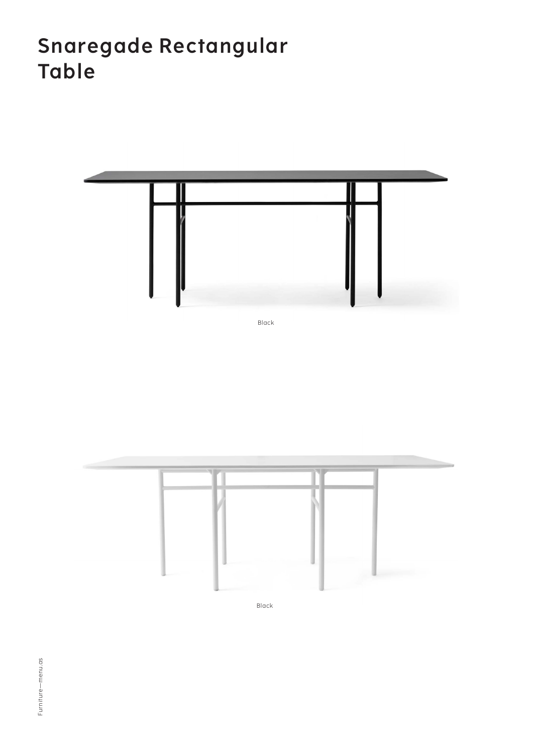# Snaregade Rectangular Table

Black

Black

Furniture—menu.as